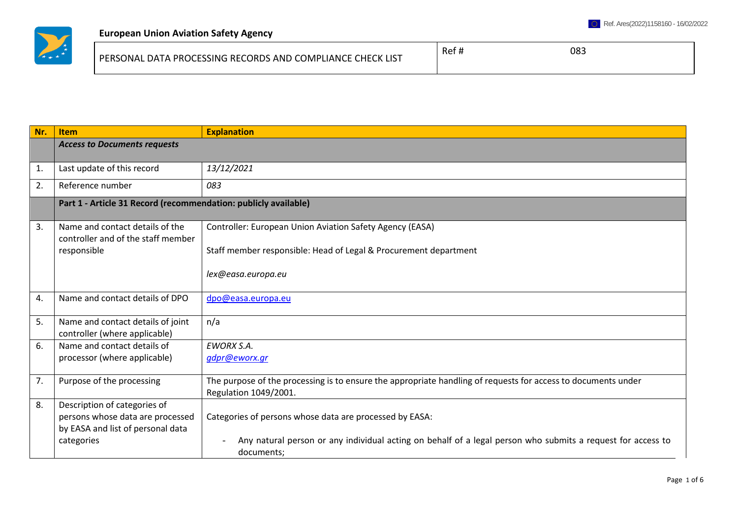Ref. Ares(2022)1158160 - 16/02/2022

**European Union Aviation Safety Agency**

| PERSONAL DATA PROCESSING RECORDS AND COMPLIANCE CHECK LIST | Ref # | 083 |
|---|---|---|

| Nr. | Item | Explanation |
|---|---|---|
| | ***Access to Documents requests*** | |
| 1. | Last update of this record | *13/12/2021* |
| 2. | Reference number | *083* |
| | **Part 1 - Article 31 Record (recommendation: publicly available)** | |
| 3. | Name and contact details of the controller and of the staff member responsible | Controller: European Union Aviation Safety Agency (EASA)<br><br>Staff member responsible: Head of Legal & Procurement department<br><br>*lex@easa.europa.eu* |
| 4. | Name and contact details of DPO | dpo@easa.europa.eu |
| 5. | Name and contact details of joint controller (where applicable) | n/a |
| 6. | Name and contact details of processor (where applicable) | *EWORX S.A.*<br>*gdpr@eworx.gr* |
| 7. | Purpose of the processing | The purpose of the processing is to ensure the appropriate handling of requests for access to documents under Regulation 1049/2001. |
| 8. | Description of categories of persons whose data are processed by EASA and list of personal data categories | Categories of persons whose data are processed by EASA:<br><br>- Any natural person or any individual acting on behalf of a legal person who submits a request for access to documents; |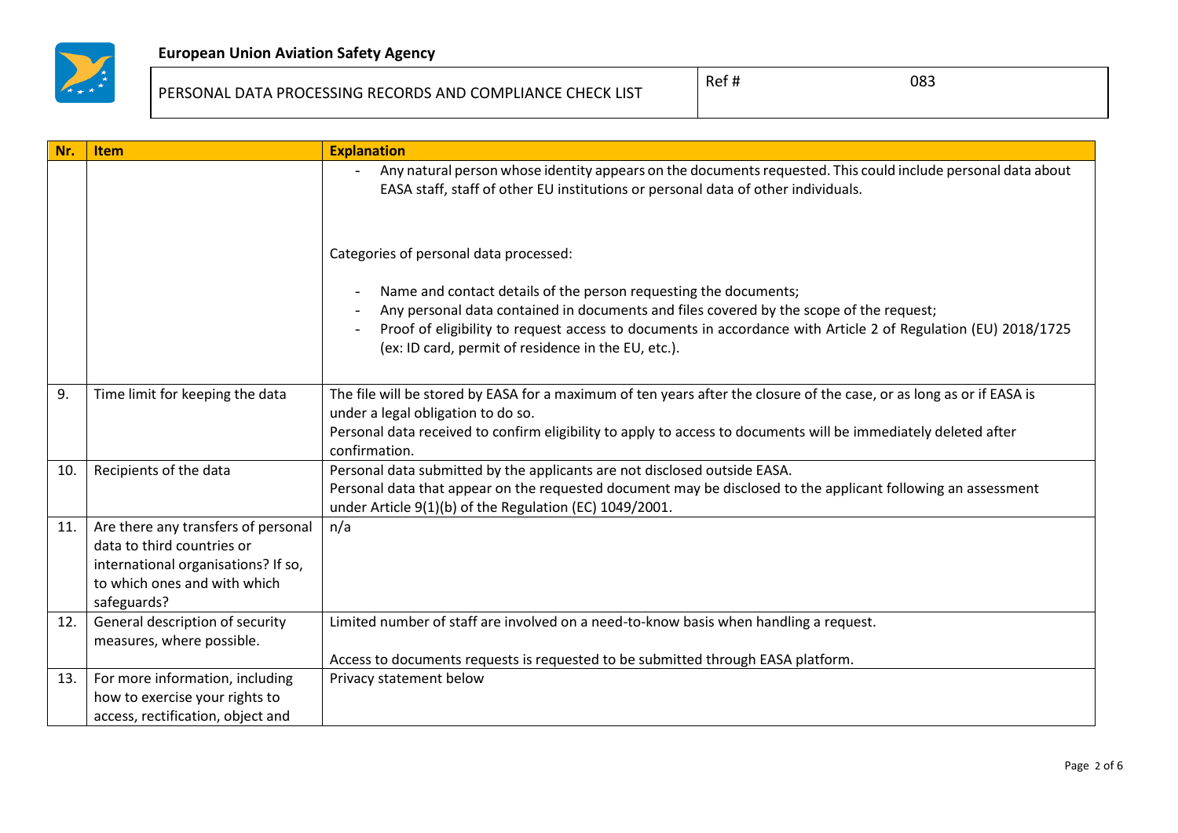| Nr. | Item | Explanation |
|---|---|---|
| | | - Any natural person whose identity appears on the documents requested. This could include personal data about EASA staff, staff of other EU institutions or personal data of other individuals.<br><br>Categories of personal data processed:<br><br>- Name and contact details of the person requesting the documents;<br>- Any personal data contained in documents and files covered by the scope of the request;<br>- Proof of eligibility to request access to documents in accordance with Article 2 of Regulation (EU) 2018/1725 (ex: ID card, permit of residence in the EU, etc.). |
| 9. | Time limit for keeping the data | The file will be stored by EASA for a maximum of ten years after the closure of the case, or as long as or if EASA is under a legal obligation to do so.<br>Personal data received to confirm eligibility to apply to access to documents will be immediately deleted after confirmation. |
| 10. | Recipients of the data | Personal data submitted by the applicants are not disclosed outside EASA.<br>Personal data that appear on the requested document may be disclosed to the applicant following an assessment under Article 9(1)(b) of the Regulation (EC) 1049/2001. |
| 11. | Are there any transfers of personal data to third countries or international organisations? If so, to which ones and with which safeguards? | n/a |
| 12. | General description of security measures, where possible. | Limited number of staff are involved on a need-to-know basis when handling a request.<br><br>Access to documents requests is requested to be submitted through EASA platform. |
| 13. | For more information, including how to exercise your rights to access, rectification, object and | Privacy statement below |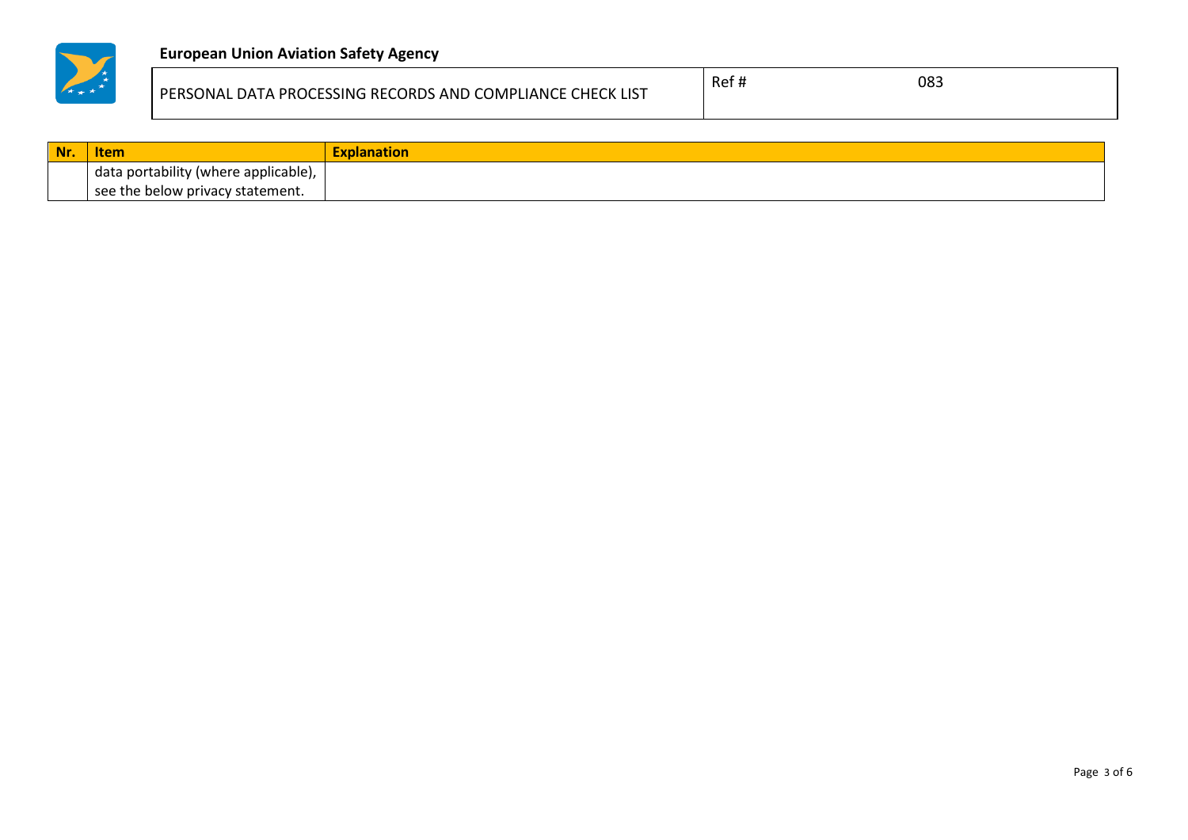| Nr. | Item | Explanation |
|---|---|---|
| | data portability (where applicable), see the below privacy statement. | |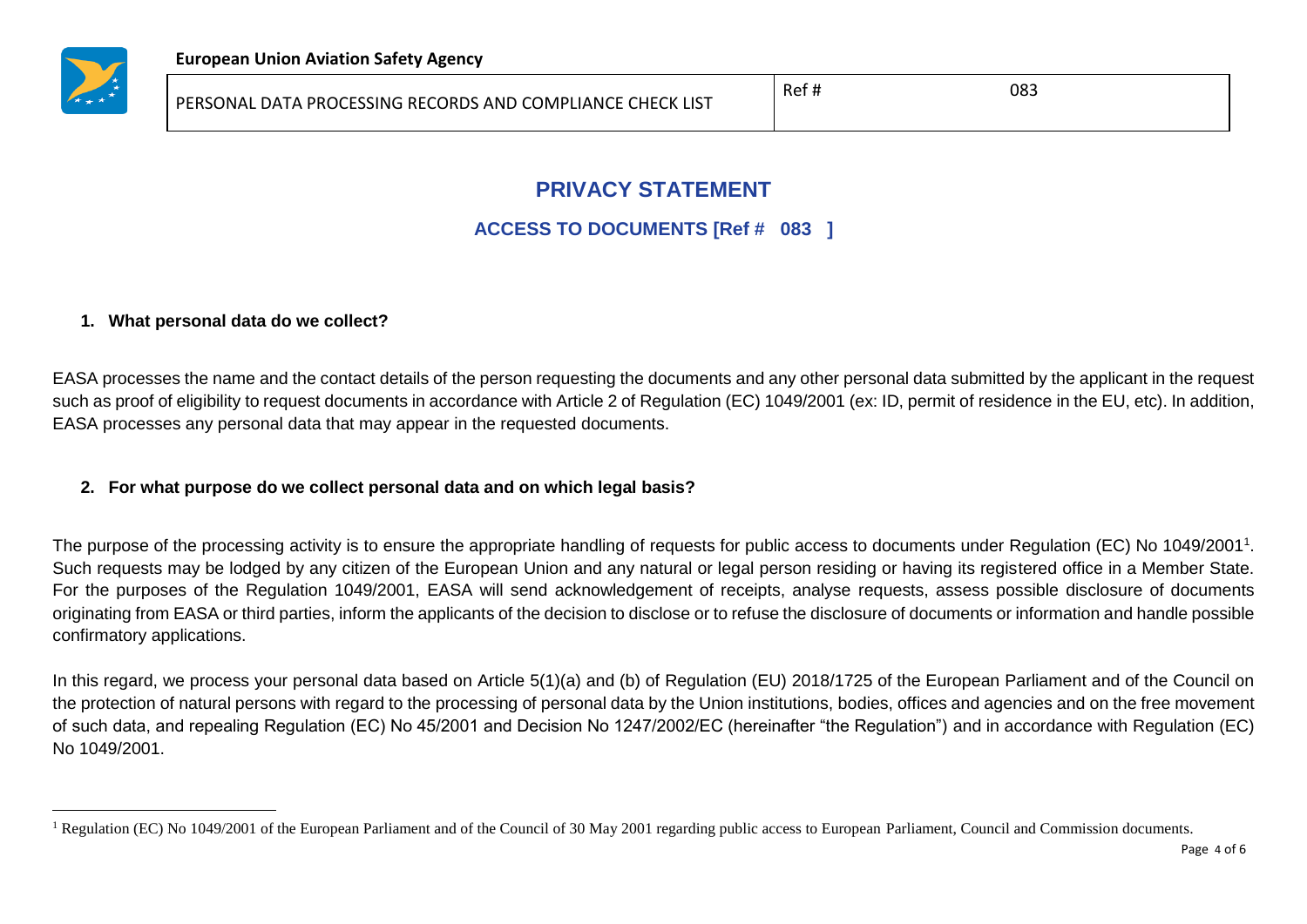# PRIVACY STATEMENT

## ACCESS TO DOCUMENTS [Ref # 083 ]

### 1. What personal data do we collect?

EASA processes the name and the contact details of the person requesting the documents and any other personal data submitted by the applicant in the request such as proof of eligibility to request documents in accordance with Article 2 of Regulation (EC) 1049/2001 (ex: ID, permit of residence in the EU, etc). In addition, EASA processes any personal data that may appear in the requested documents.

### 2. For what purpose do we collect personal data and on which legal basis?

The purpose of the processing activity is to ensure the appropriate handling of requests for public access to documents under Regulation (EC) No 1049/2001[1]. Such requests may be lodged by any citizen of the European Union and any natural or legal person residing or having its registered office in a Member State. For the purposes of the Regulation 1049/2001, EASA will send acknowledgement of receipts, analyse requests, assess possible disclosure of documents originating from EASA or third parties, inform the applicants of the decision to disclose or to refuse the disclosure of documents or information and handle possible confirmatory applications.

In this regard, we process your personal data based on Article 5(1)(a) and (b) of Regulation (EU) 2018/1725 of the European Parliament and of the Council on the protection of natural persons with regard to the processing of personal data by the Union institutions, bodies, offices and agencies and on the free movement of such data, and repealing Regulation (EC) No 45/2001 and Decision No 1247/2002/EC (hereinafter "the Regulation") and in accordance with Regulation (EC) No 1049/2001.

---

[1] Regulation (EC) No 1049/2001 of the European Parliament and of the Council of 30 May 2001 regarding public access to European Parliament, Council and Commission documents.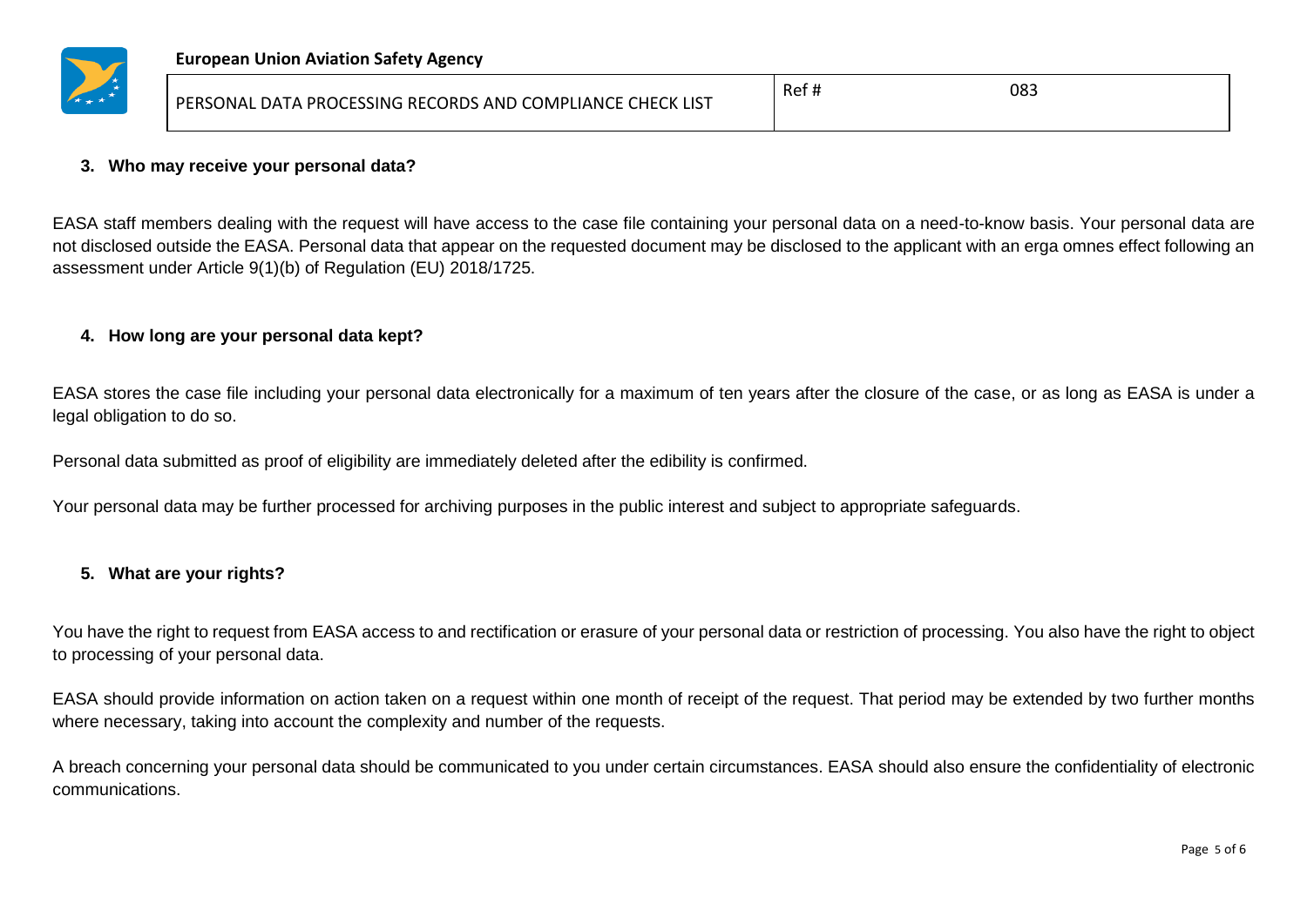### 3. Who may receive your personal data?

EASA staff members dealing with the request will have access to the case file containing your personal data on a need-to-know basis. Your personal data are not disclosed outside the EASA. Personal data that appear on the requested document may be disclosed to the applicant with an erga omnes effect following an assessment under Article 9(1)(b) of Regulation (EU) 2018/1725.

### 4. How long are your personal data kept?

EASA stores the case file including your personal data electronically for a maximum of ten years after the closure of the case, or as long as EASA is under a legal obligation to do so.

Personal data submitted as proof of eligibility are immediately deleted after the edibility is confirmed.

Your personal data may be further processed for archiving purposes in the public interest and subject to appropriate safeguards.

### 5. What are your rights?

You have the right to request from EASA access to and rectification or erasure of your personal data or restriction of processing. You also have the right to object to processing of your personal data.

EASA should provide information on action taken on a request within one month of receipt of the request. That period may be extended by two further months where necessary, taking into account the complexity and number of the requests.

A breach concerning your personal data should be communicated to you under certain circumstances. EASA should also ensure the confidentiality of electronic communications.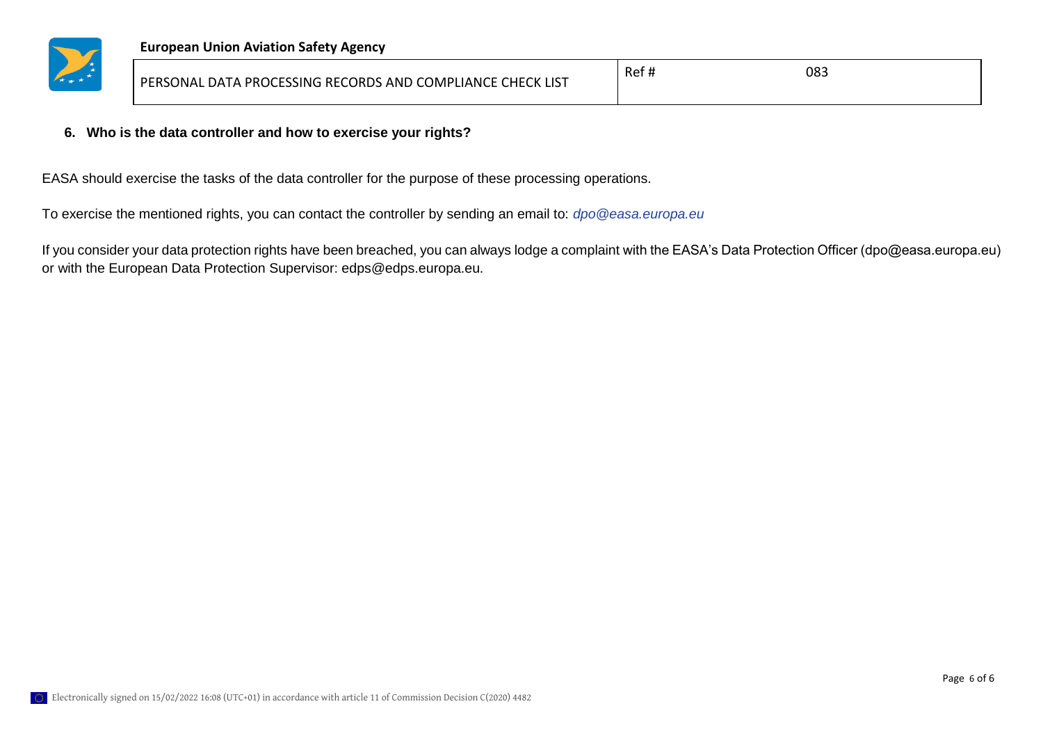### 6. Who is the data controller and how to exercise your rights?

EASA should exercise the tasks of the data controller for the purpose of these processing operations.

To exercise the mentioned rights, you can contact the controller by sending an email to: *dpo@easa.europa.eu*

If you consider your data protection rights have been breached, you can always lodge a complaint with the EASA's Data Protection Officer (dpo@easa.europa.eu) or with the European Data Protection Supervisor: edps@edps.europa.eu.

Electronically signed on 15/02/2022 16:08 (UTC+01) in accordance with article 11 of Commission Decision C(2020) 4482